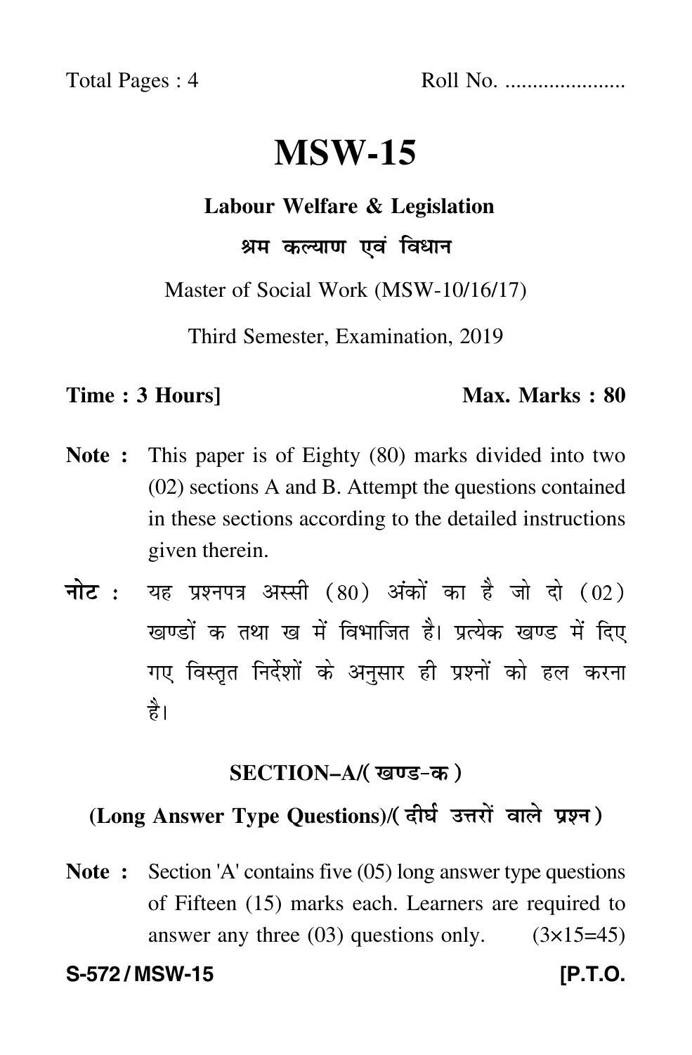Total Pages : 4 Roll No. .....................

# MSW-15

## Labour Welfare & Legislation

## श्रम कल्याण एवं विधान

Master of Social Work (MSW-10/16/17)

Third Semester, Examination, 2019

**Time : 3 Hours]** **Max. Marks : 80**

**Note :** This paper is of Eighty (80) marks divided into two (02) sections A and B. Attempt the questions contained in these sections according to the detailed instructions given therein.

**नोट :** यह प्रश्नपत्र अस्सी (80) अंकों का है जो दो (02) खण्डों क तथा ख में विभाजित है। प्रत्येक खण्ड में दिए गए विस्तृत निर्देशों के अनुसार ही प्रश्नों को हल करना है।

### SECTION–A/(खण्ड-क)

### (Long Answer Type Questions)/(दीर्घ उत्तरों वाले प्रश्न)

**Note :** Section 'A' contains five (05) long answer type questions of Fifteen (15) marks each. Learners are required to answer any three (03) questions only. (3×15=45)

**S-572 / MSW-15** **[P.T.O.**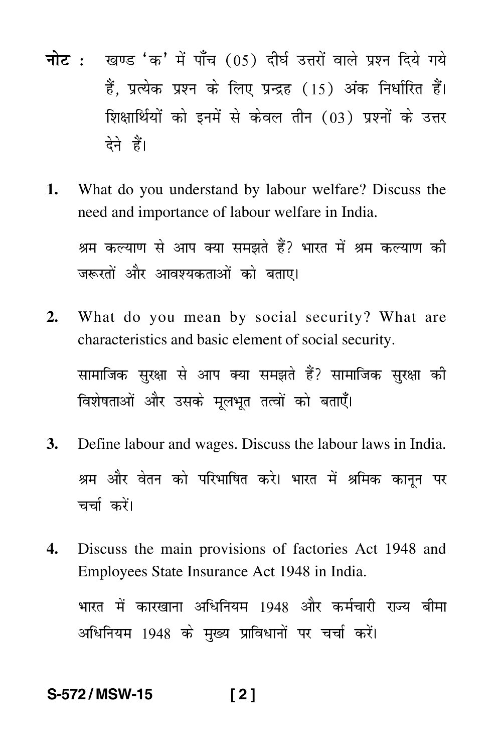**नोट :** खण्ड 'क' में पाँच (05) दीर्घ उत्तरों वाले प्रश्न दिये गये हैं, प्रत्येक प्रश्न के लिए पन्द्रह (15) अंक निर्धारित हैं। शिक्षार्थियों को इनमें से केवल तीन (03) प्रश्नों के उत्तर देने हैं।

**1.** What do you understand by labour welfare? Discuss the need and importance of labour welfare in India.

श्रम कल्याण से आप क्या समझते हैं? भारत में श्रम कल्याण की जरूरतों और आवश्यकताओं को बताए।

**2.** What do you mean by social security? What are characteristics and basic element of social security.

सामाजिक सुरक्षा से आप क्या समझते हैं? सामाजिक सुरक्षा की विशेषताओं और उसके मूलभूत तत्वों को बताएँ।

**3.** Define labour and wages. Discuss the labour laws in India.

श्रम और वेतन को परिभाषित करे। भारत में श्रमिक कानून पर चर्चा करें।

**4.** Discuss the main provisions of factories Act 1948 and Employees State Insurance Act 1948 in India.

भारत में कारखाना अधिनियम 1948 और कर्मचारी राज्य बीमा अधिनियम 1948 के मुख्य प्राविधानों पर चर्चा करें।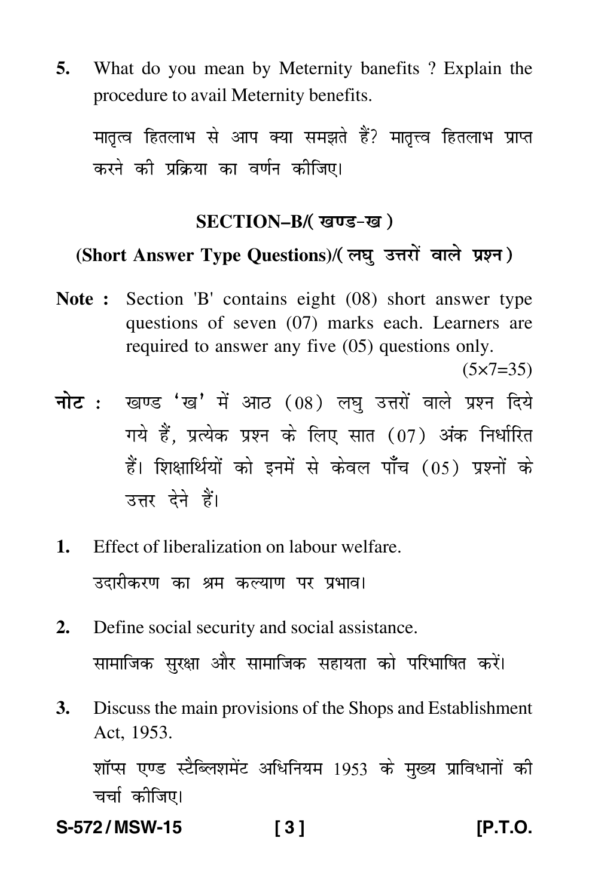**5.** What do you mean by Meternity banefits ? Explain the procedure to avail Meternity benefits.

मातृत्व हितलाभ से आप क्या समझते हैं? मातृत्त्व हितलाभ प्राप्त करने की प्रक्रिया का वर्णन कीजिए।

## SECTION–B/( खण्ड-ख )

### (Short Answer Type Questions)/( लघु उत्तरों वाले प्रश्न )

**Note :** Section 'B' contains eight (08) short answer type questions of seven (07) marks each. Learners are required to answer any five (05) questions only. (5×7=35)

**नोट :** खण्ड 'ख' में आठ (08) लघु उत्तरों वाले प्रश्न दिये गये हैं, प्रत्येक प्रश्न के लिए सात (07) अंक निर्धारित हैं। शिक्षार्थियों को इनमें से केवल पाँच (05) प्रश्नों के उत्तर देने हैं।

**1.** Effect of liberalization on labour welfare.

उदारीकरण का श्रम कल्याण पर प्रभाव।

**2.** Define social security and social assistance.

सामाजिक सुरक्षा और सामाजिक सहायता को परिभाषित करें।

**3.** Discuss the main provisions of the Shops and Establishment Act, 1953.

शॉप्स एण्ड स्टैब्लिशमेंट अधिनियम 1953 के मुख्य प्राविधानों की चर्चा कीजिए।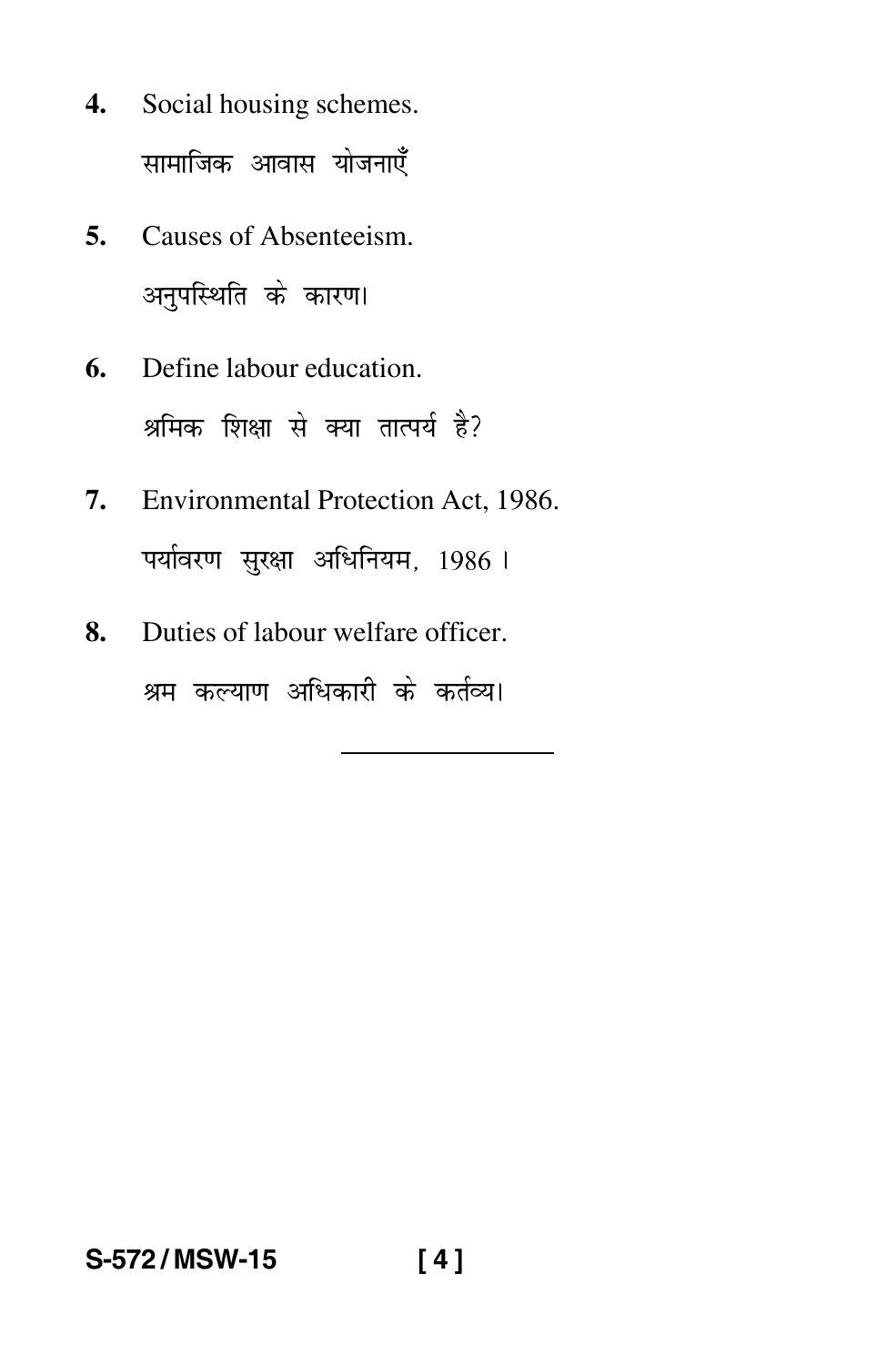**4.** Social housing schemes.

सामाजिक आवास योजनाएँ

**5.** Causes of Absenteeism.

अनुपस्थिति के कारण।

**6.** Define labour education.

श्रमिक शिक्षा से क्या तात्पर्य है?

**7.** Environmental Protection Act, 1986.

पर्यावरण सुरक्षा अधिनियम, 1986।

**8.** Duties of labour welfare officer.

श्रम कल्याण अधिकारी के कर्तव्य।

---